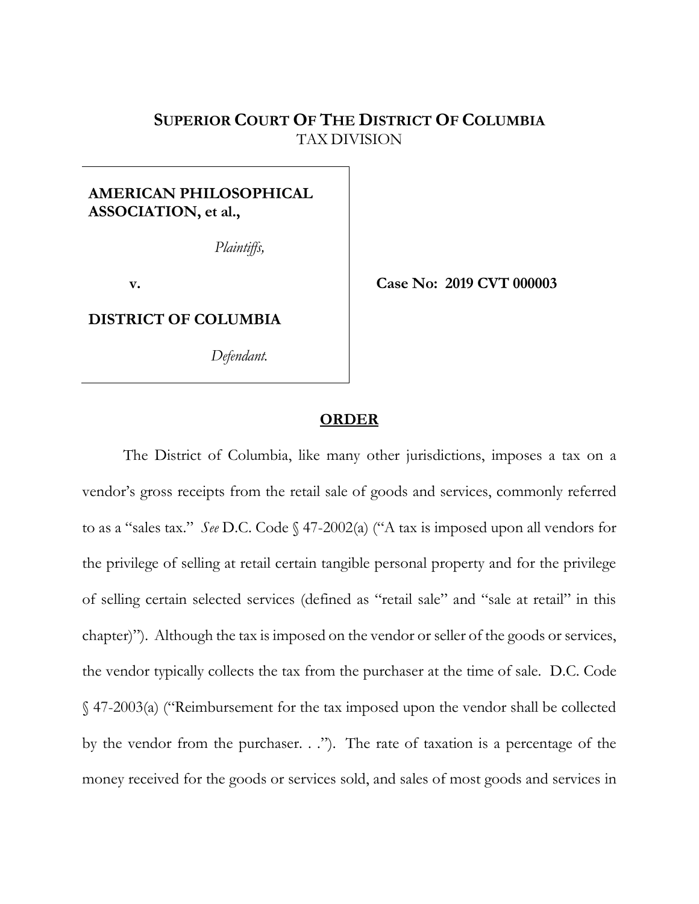**SUPERIOR COURT OF THE DISTRICT OF COLUMBIA**
TAX DIVISION

**AMERICAN PHILOSOPHICAL ASSOCIATION, et al.,**

*Plaintiffs,*

**v.**

**DISTRICT OF COLUMBIA**

*Defendant.*

**Case No: 2019 CVT 000003**

## ORDER

The District of Columbia, like many other jurisdictions, imposes a tax on a vendor's gross receipts from the retail sale of goods and services, commonly referred to as a "sales tax." *See* D.C. Code § 47-2002(a) ("A tax is imposed upon all vendors for the privilege of selling at retail certain tangible personal property and for the privilege of selling certain selected services (defined as "retail sale" and "sale at retail" in this chapter)"). Although the tax is imposed on the vendor or seller of the goods or services, the vendor typically collects the tax from the purchaser at the time of sale. D.C. Code § 47-2003(a) ("Reimbursement for the tax imposed upon the vendor shall be collected by the vendor from the purchaser. . ."). The rate of taxation is a percentage of the money received for the goods or services sold, and sales of most goods and services in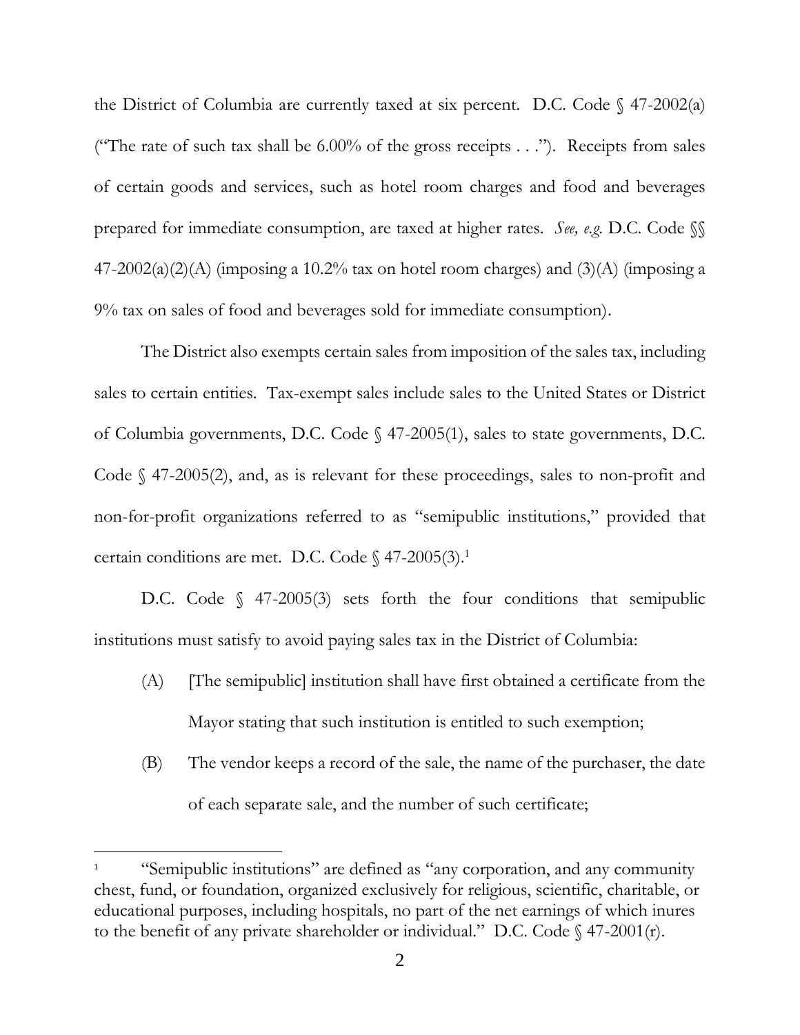the District of Columbia are currently taxed at six percent. D.C. Code § 47-2002(a) ("The rate of such tax shall be 6.00% of the gross receipts . . ."). Receipts from sales of certain goods and services, such as hotel room charges and food and beverages prepared for immediate consumption, are taxed at higher rates. *See, e.g.* D.C. Code §§ 47-2002(a)(2)(A) (imposing a 10.2% tax on hotel room charges) and (3)(A) (imposing a 9% tax on sales of food and beverages sold for immediate consumption).

The District also exempts certain sales from imposition of the sales tax, including sales to certain entities. Tax-exempt sales include sales to the United States or District of Columbia governments, D.C. Code § 47-2005(1), sales to state governments, D.C. Code § 47-2005(2), and, as is relevant for these proceedings, sales to non-profit and non-for-profit organizations referred to as "semipublic institutions," provided that certain conditions are met. D.C. Code § 47-2005(3).[1]

D.C. Code § 47-2005(3) sets forth the four conditions that semipublic institutions must satisfy to avoid paying sales tax in the District of Columbia:

> (A) [The semipublic] institution shall have first obtained a certificate from the Mayor stating that such institution is entitled to such exemption;
>
> (B) The vendor keeps a record of the sale, the name of the purchaser, the date of each separate sale, and the number of such certificate;

[1] "Semipublic institutions" are defined as "any corporation, and any community chest, fund, or foundation, organized exclusively for religious, scientific, charitable, or educational purposes, including hospitals, no part of the net earnings of which inures to the benefit of any private shareholder or individual." D.C. Code § 47-2001(r).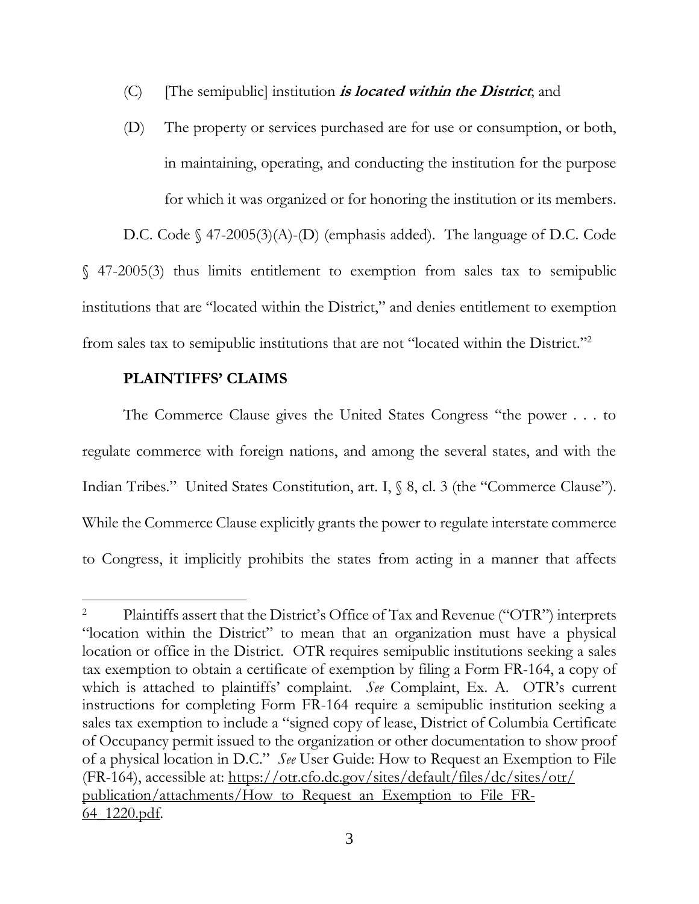(C) [The semipublic] institution ***is located within the District***; and

(D) The property or services purchased are for use or consumption, or both, in maintaining, operating, and conducting the institution for the purpose for which it was organized or for honoring the institution or its members.

D.C. Code § 47-2005(3)(A)-(D) (emphasis added). The language of D.C. Code § 47-2005(3) thus limits entitlement to exemption from sales tax to semipublic institutions that are "located within the District," and denies entitlement to exemption from sales tax to semipublic institutions that are not "located within the District."[2]

**PLAINTIFFS' CLAIMS**

The Commerce Clause gives the United States Congress "the power . . . to regulate commerce with foreign nations, and among the several states, and with the Indian Tribes." United States Constitution, art. I, § 8, cl. 3 (the "Commerce Clause"). While the Commerce Clause explicitly grants the power to regulate interstate commerce to Congress, it implicitly prohibits the states from acting in a manner that affects

---

[2] Plaintiffs assert that the District's Office of Tax and Revenue ("OTR") interprets "location within the District" to mean that an organization must have a physical location or office in the District. OTR requires semipublic institutions seeking a sales tax exemption to obtain a certificate of exemption by filing a Form FR-164, a copy of which is attached to plaintiffs' complaint. *See* Complaint, Ex. A. OTR's current instructions for completing Form FR-164 require a semipublic institution seeking a sales tax exemption to include a "signed copy of lease, District of Columbia Certificate of Occupancy permit issued to the organization or other documentation to show proof of a physical location in D.C." *See* User Guide: How to Request an Exemption to File (FR-164), accessible at: https://otr.cfo.dc.gov/sites/default/files/dc/sites/otr/publication/attachments/How_to_Request_an_Exemption_to_File_FR-64_1220.pdf.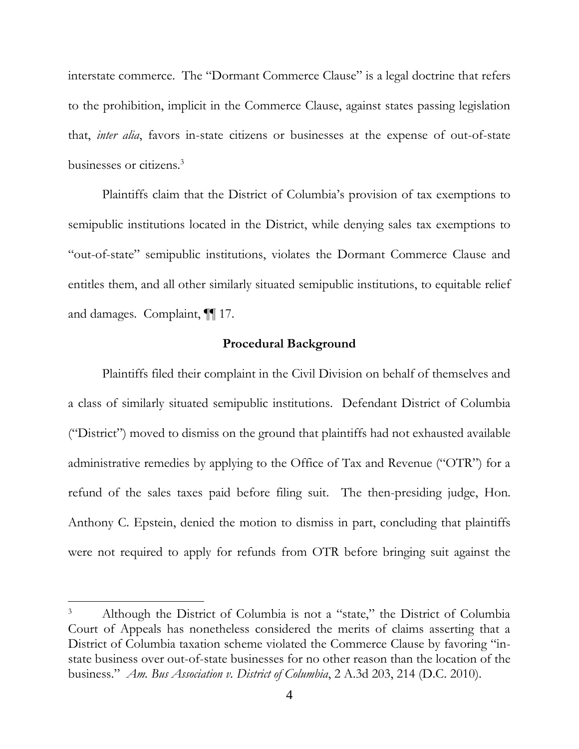interstate commerce. The "Dormant Commerce Clause" is a legal doctrine that refers to the prohibition, implicit in the Commerce Clause, against states passing legislation that, *inter alia*, favors in-state citizens or businesses at the expense of out-of-state businesses or citizens.[3]

Plaintiffs claim that the District of Columbia's provision of tax exemptions to semipublic institutions located in the District, while denying sales tax exemptions to "out-of-state" semipublic institutions, violates the Dormant Commerce Clause and entitles them, and all other similarly situated semipublic institutions, to equitable relief and damages. Complaint, ¶¶ 17.

**Procedural Background**

Plaintiffs filed their complaint in the Civil Division on behalf of themselves and a class of similarly situated semipublic institutions. Defendant District of Columbia ("District") moved to dismiss on the ground that plaintiffs had not exhausted available administrative remedies by applying to the Office of Tax and Revenue ("OTR") for a refund of the sales taxes paid before filing suit. The then-presiding judge, Hon. Anthony C. Epstein, denied the motion to dismiss in part, concluding that plaintiffs were not required to apply for refunds from OTR before bringing suit against the

---

[3] Although the District of Columbia is not a "state," the District of Columbia Court of Appeals has nonetheless considered the merits of claims asserting that a District of Columbia taxation scheme violated the Commerce Clause by favoring "in-state business over out-of-state businesses for no other reason than the location of the business." *Am. Bus Association v. District of Columbia*, 2 A.3d 203, 214 (D.C. 2010).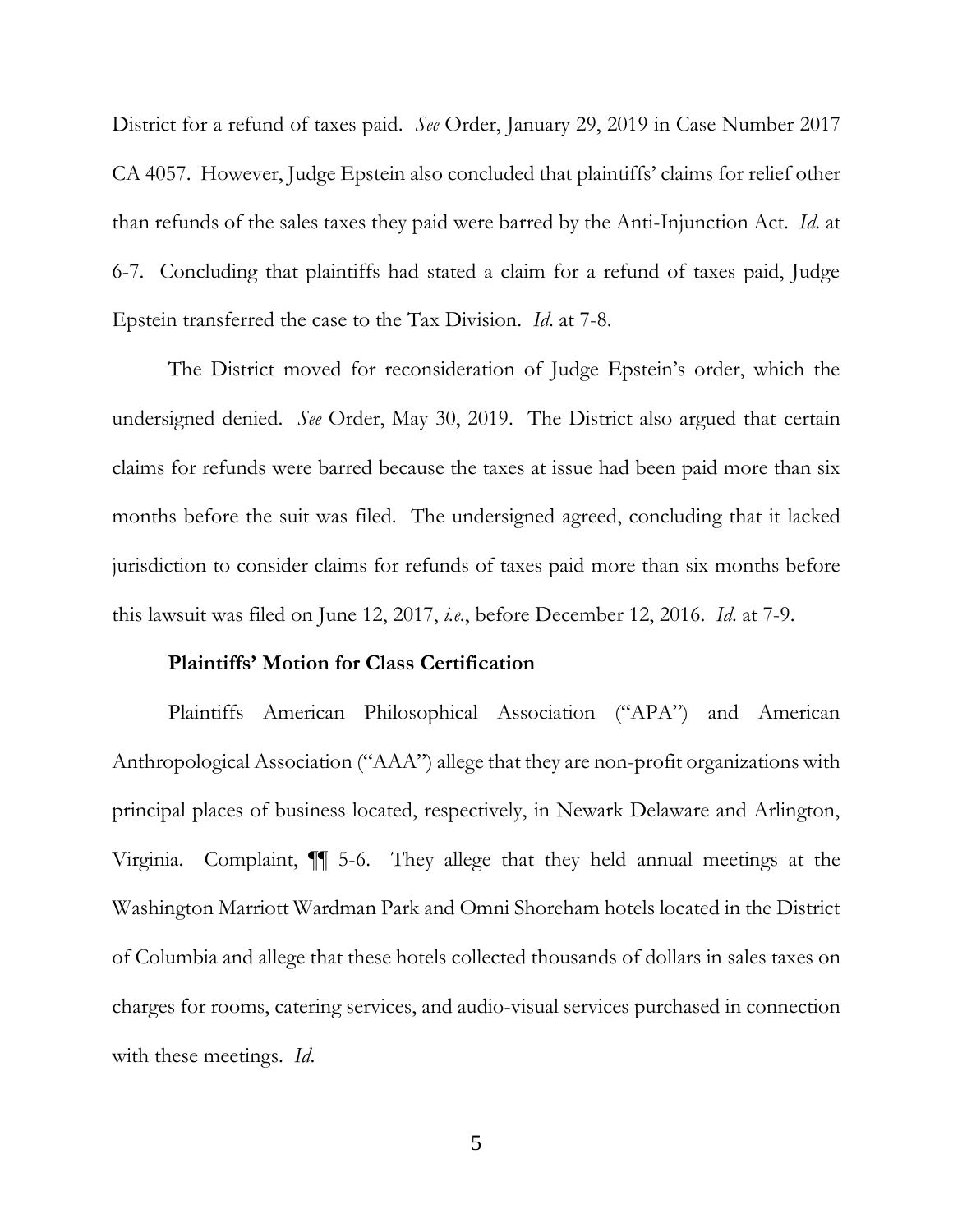District for a refund of taxes paid. *See* Order, January 29, 2019 in Case Number 2017 CA 4057. However, Judge Epstein also concluded that plaintiffs' claims for relief other than refunds of the sales taxes they paid were barred by the Anti-Injunction Act. *Id.* at 6-7. Concluding that plaintiffs had stated a claim for a refund of taxes paid, Judge Epstein transferred the case to the Tax Division. *Id.* at 7-8.

The District moved for reconsideration of Judge Epstein's order, which the undersigned denied. *See* Order, May 30, 2019. The District also argued that certain claims for refunds were barred because the taxes at issue had been paid more than six months before the suit was filed. The undersigned agreed, concluding that it lacked jurisdiction to consider claims for refunds of taxes paid more than six months before this lawsuit was filed on June 12, 2017, *i.e.*, before December 12, 2016. *Id.* at 7-9.

**Plaintiffs' Motion for Class Certification**

Plaintiffs American Philosophical Association ("APA") and American Anthropological Association ("AAA") allege that they are non-profit organizations with principal places of business located, respectively, in Newark Delaware and Arlington, Virginia. Complaint, ¶¶ 5-6. They allege that they held annual meetings at the Washington Marriott Wardman Park and Omni Shoreham hotels located in the District of Columbia and allege that these hotels collected thousands of dollars in sales taxes on charges for rooms, catering services, and audio-visual services purchased in connection with these meetings. *Id.*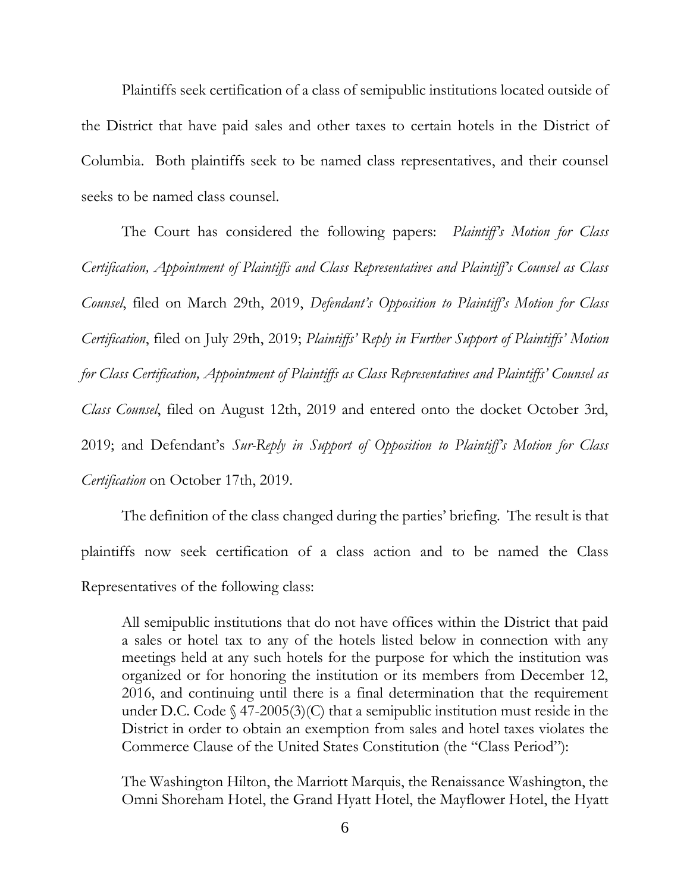Plaintiffs seek certification of a class of semipublic institutions located outside of the District that have paid sales and other taxes to certain hotels in the District of Columbia. Both plaintiffs seek to be named class representatives, and their counsel seeks to be named class counsel.

The Court has considered the following papers: *Plaintiff's Motion for Class Certification, Appointment of Plaintiffs and Class Representatives and Plaintiff's Counsel as Class Counsel*, filed on March 29th, 2019, *Defendant's Opposition to Plaintiff's Motion for Class Certification*, filed on July 29th, 2019; *Plaintiffs' Reply in Further Support of Plaintiffs' Motion for Class Certification, Appointment of Plaintiffs as Class Representatives and Plaintiffs' Counsel as Class Counsel*, filed on August 12th, 2019 and entered onto the docket October 3rd, 2019; and Defendant's *Sur-Reply in Support of Opposition to Plaintiff's Motion for Class Certification* on October 17th, 2019.

The definition of the class changed during the parties' briefing. The result is that plaintiffs now seek certification of a class action and to be named the Class Representatives of the following class:

> All semipublic institutions that do not have offices within the District that paid a sales or hotel tax to any of the hotels listed below in connection with any meetings held at any such hotels for the purpose for which the institution was organized or for honoring the institution or its members from December 12, 2016, and continuing until there is a final determination that the requirement under D.C. Code § 47-2005(3)(C) that a semipublic institution must reside in the District in order to obtain an exemption from sales and hotel taxes violates the Commerce Clause of the United States Constitution (the "Class Period"):
>
> The Washington Hilton, the Marriott Marquis, the Renaissance Washington, the Omni Shoreham Hotel, the Grand Hyatt Hotel, the Mayflower Hotel, the Hyatt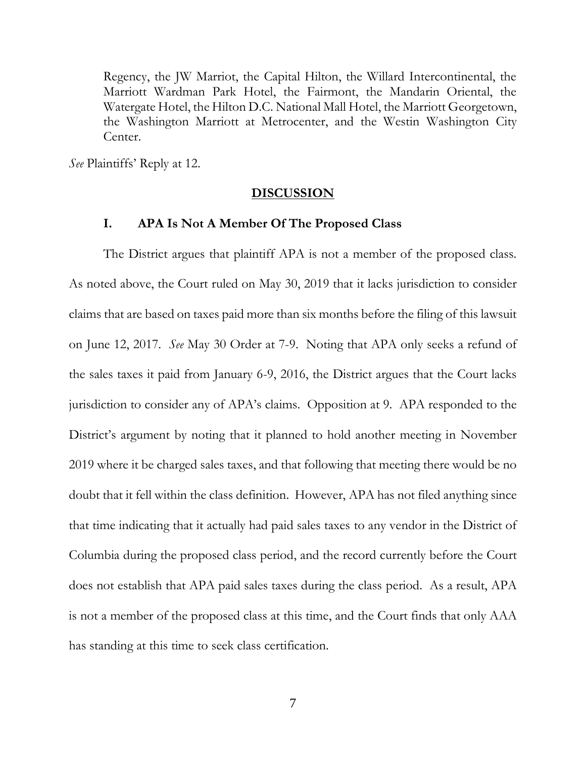Regency, the JW Marriot, the Capital Hilton, the Willard Intercontinental, the Marriott Wardman Park Hotel, the Fairmont, the Mandarin Oriental, the Watergate Hotel, the Hilton D.C. National Mall Hotel, the Marriott Georgetown, the Washington Marriott at Metrocenter, and the Westin Washington City Center.

*See* Plaintiffs' Reply at 12.

## DISCUSSION

### I. APA Is Not A Member Of The Proposed Class

The District argues that plaintiff APA is not a member of the proposed class. As noted above, the Court ruled on May 30, 2019 that it lacks jurisdiction to consider claims that are based on taxes paid more than six months before the filing of this lawsuit on June 12, 2017. *See* May 30 Order at 7-9. Noting that APA only seeks a refund of the sales taxes it paid from January 6-9, 2016, the District argues that the Court lacks jurisdiction to consider any of APA's claims. Opposition at 9. APA responded to the District's argument by noting that it planned to hold another meeting in November 2019 where it be charged sales taxes, and that following that meeting there would be no doubt that it fell within the class definition. However, APA has not filed anything since that time indicating that it actually had paid sales taxes to any vendor in the District of Columbia during the proposed class period, and the record currently before the Court does not establish that APA paid sales taxes during the class period. As a result, APA is not a member of the proposed class at this time, and the Court finds that only AAA has standing at this time to seek class certification.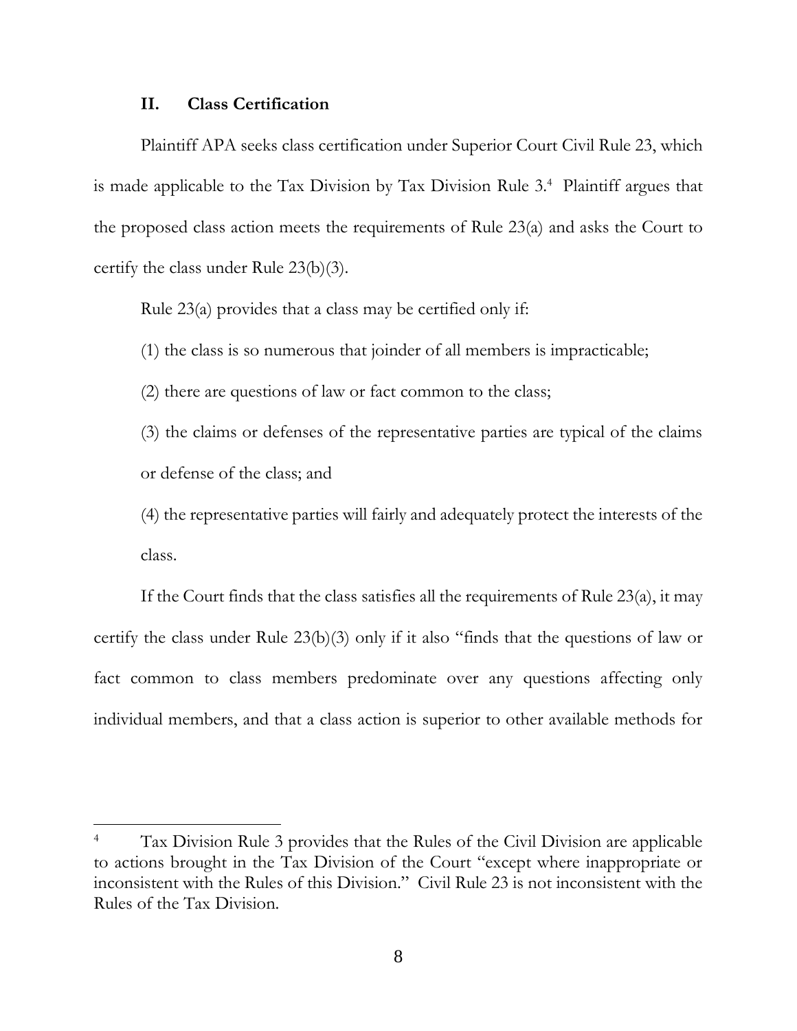## II. Class Certification

Plaintiff APA seeks class certification under Superior Court Civil Rule 23, which is made applicable to the Tax Division by Tax Division Rule 3.[4] Plaintiff argues that the proposed class action meets the requirements of Rule 23(a) and asks the Court to certify the class under Rule 23(b)(3).

Rule 23(a) provides that a class may be certified only if:

(1) the class is so numerous that joinder of all members is impracticable;

(2) there are questions of law or fact common to the class;

(3) the claims or defenses of the representative parties are typical of the claims or defense of the class; and

(4) the representative parties will fairly and adequately protect the interests of the class.

If the Court finds that the class satisfies all the requirements of Rule 23(a), it may certify the class under Rule 23(b)(3) only if it also "finds that the questions of law or fact common to class members predominate over any questions affecting only individual members, and that a class action is superior to other available methods for

---

[4] Tax Division Rule 3 provides that the Rules of the Civil Division are applicable to actions brought in the Tax Division of the Court "except where inappropriate or inconsistent with the Rules of this Division." Civil Rule 23 is not inconsistent with the Rules of the Tax Division.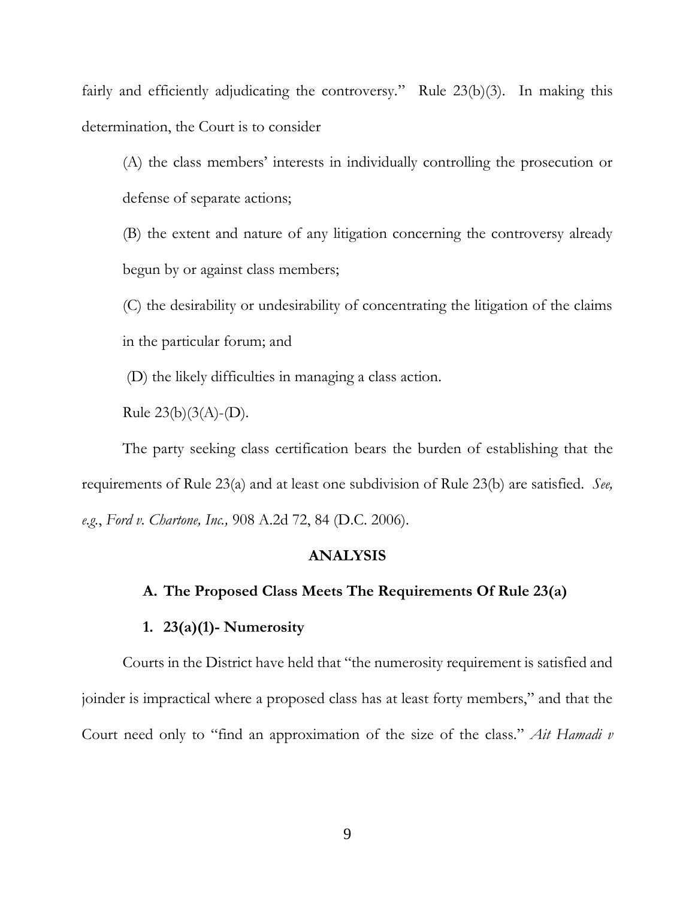fairly and efficiently adjudicating the controversy." Rule 23(b)(3). In making this determination, the Court is to consider

> (A) the class members' interests in individually controlling the prosecution or defense of separate actions;
>
> (B) the extent and nature of any litigation concerning the controversy already begun by or against class members;
>
> (C) the desirability or undesirability of concentrating the litigation of the claims in the particular forum; and
>
> (D) the likely difficulties in managing a class action.
>
> Rule 23(b)(3(A)-(D).

The party seeking class certification bears the burden of establishing that the requirements of Rule 23(a) and at least one subdivision of Rule 23(b) are satisfied. *See, e.g.*, *Ford v. Chartone, Inc.,* 908 A.2d 72, 84 (D.C. 2006).

## ANALYSIS

### A. The Proposed Class Meets The Requirements Of Rule 23(a)

#### 1. 23(a)(1)- Numerosity

Courts in the District have held that "the numerosity requirement is satisfied and joinder is impractical where a proposed class has at least forty members," and that the Court need only to "find an approximation of the size of the class." *Ait Hamadi v*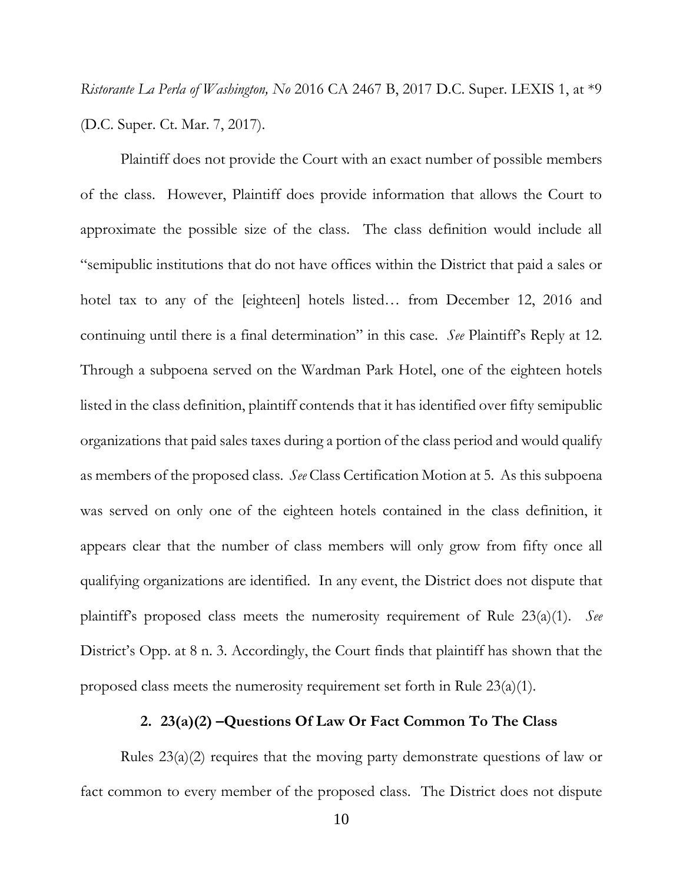*Ristorante La Perla of Washington, No* 2016 CA 2467 B, 2017 D.C. Super. LEXIS 1, at *9 (D.C. Super. Ct. Mar. 7, 2017).

Plaintiff does not provide the Court with an exact number of possible members of the class. However, Plaintiff does provide information that allows the Court to approximate the possible size of the class. The class definition would include all "semipublic institutions that do not have offices within the District that paid a sales or hotel tax to any of the [eighteen] hotels listed… from December 12, 2016 and continuing until there is a final determination" in this case. *See* Plaintiff's Reply at 12. Through a subpoena served on the Wardman Park Hotel, one of the eighteen hotels listed in the class definition, plaintiff contends that it has identified over fifty semipublic organizations that paid sales taxes during a portion of the class period and would qualify as members of the proposed class. *See* Class Certification Motion at 5. As this subpoena was served on only one of the eighteen hotels contained in the class definition, it appears clear that the number of class members will only grow from fifty once all qualifying organizations are identified. In any event, the District does not dispute that plaintiff's proposed class meets the numerosity requirement of Rule 23(a)(1). *See* District's Opp. at 8 n. 3. Accordingly, the Court finds that plaintiff has shown that the proposed class meets the numerosity requirement set forth in Rule 23(a)(1).

### 2. 23(a)(2) –Questions Of Law Or Fact Common To The Class

Rules 23(a)(2) requires that the moving party demonstrate questions of law or fact common to every member of the proposed class. The District does not dispute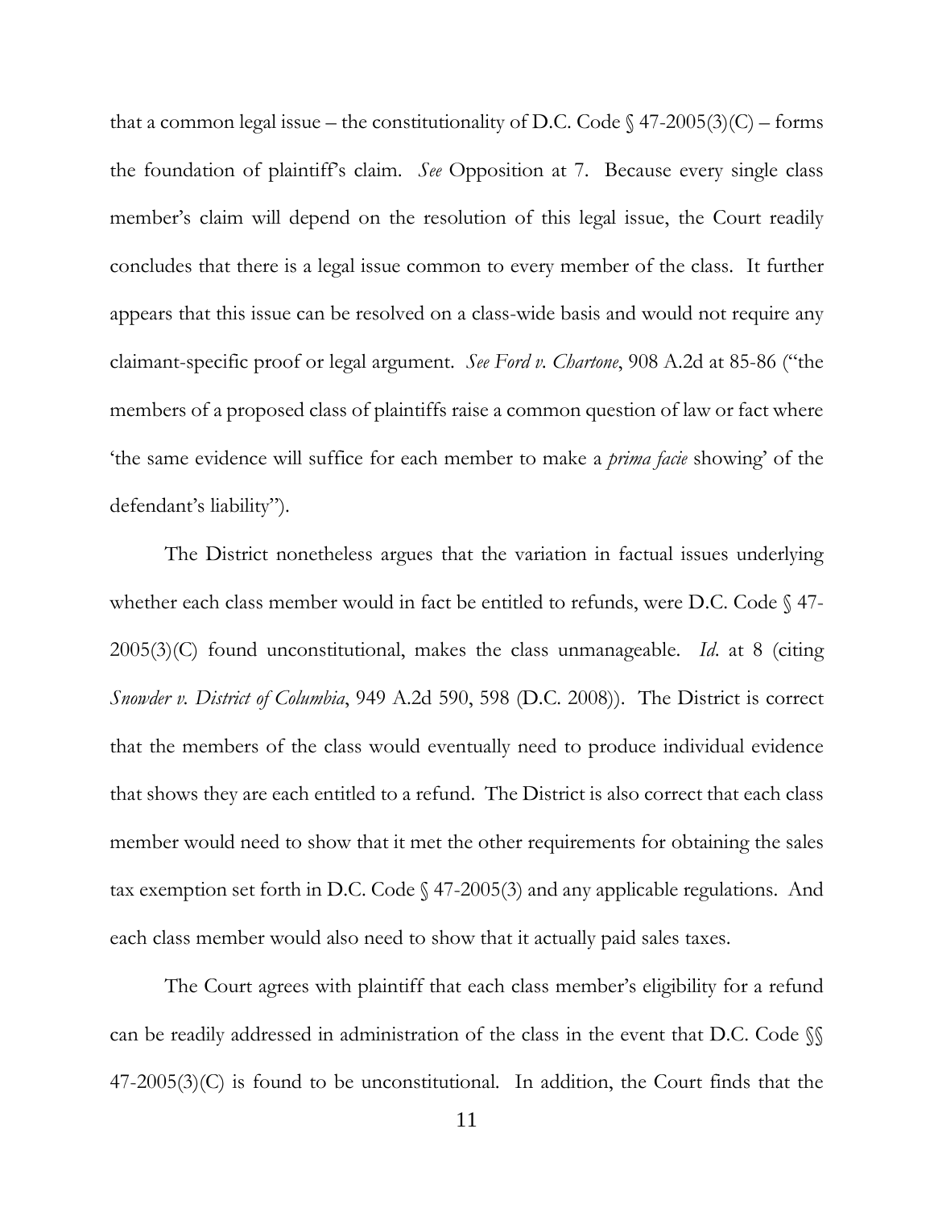that a common legal issue – the constitutionality of D.C. Code § 47-2005(3)(C) – forms the foundation of plaintiff's claim. *See* Opposition at 7. Because every single class member's claim will depend on the resolution of this legal issue, the Court readily concludes that there is a legal issue common to every member of the class. It further appears that this issue can be resolved on a class-wide basis and would not require any claimant-specific proof or legal argument. *See Ford v. Chartone*, 908 A.2d at 85-86 ("the members of a proposed class of plaintiffs raise a common question of law or fact where 'the same evidence will suffice for each member to make a *prima facie* showing' of the defendant's liability").

The District nonetheless argues that the variation in factual issues underlying whether each class member would in fact be entitled to refunds, were D.C. Code § 47-2005(3)(C) found unconstitutional, makes the class unmanageable. *Id*. at 8 (citing *Snowder v. District of Columbia*, 949 A.2d 590, 598 (D.C. 2008)). The District is correct that the members of the class would eventually need to produce individual evidence that shows they are each entitled to a refund. The District is also correct that each class member would need to show that it met the other requirements for obtaining the sales tax exemption set forth in D.C. Code § 47-2005(3) and any applicable regulations. And each class member would also need to show that it actually paid sales taxes.

The Court agrees with plaintiff that each class member's eligibility for a refund can be readily addressed in administration of the class in the event that D.C. Code §§ 47-2005(3)(C) is found to be unconstitutional. In addition, the Court finds that the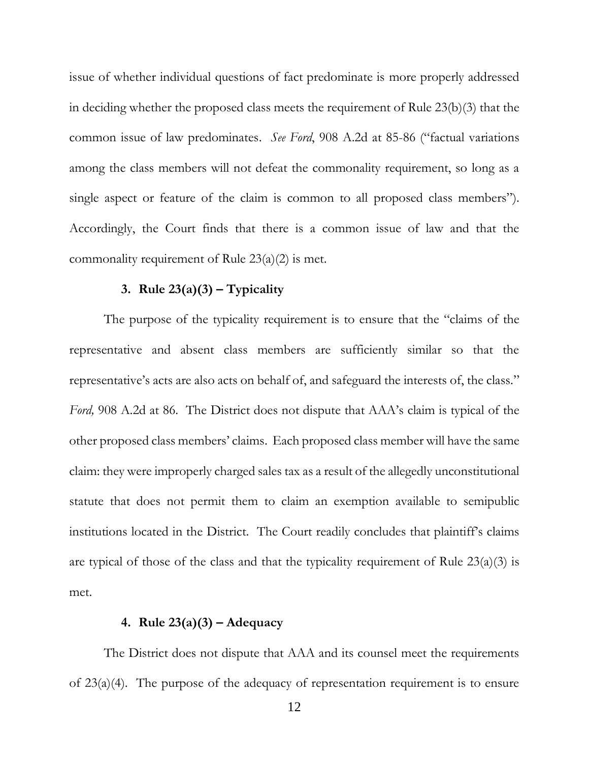issue of whether individual questions of fact predominate is more properly addressed in deciding whether the proposed class meets the requirement of Rule 23(b)(3) that the common issue of law predominates. *See Ford*, 908 A.2d at 85-86 ("factual variations among the class members will not defeat the commonality requirement, so long as a single aspect or feature of the claim is common to all proposed class members"). Accordingly, the Court finds that there is a common issue of law and that the commonality requirement of Rule 23(a)(2) is met.

### 3. Rule 23(a)(3) – Typicality

The purpose of the typicality requirement is to ensure that the "claims of the representative and absent class members are sufficiently similar so that the representative's acts are also acts on behalf of, and safeguard the interests of, the class." *Ford,* 908 A.2d at 86. The District does not dispute that AAA's claim is typical of the other proposed class members' claims. Each proposed class member will have the same claim: they were improperly charged sales tax as a result of the allegedly unconstitutional statute that does not permit them to claim an exemption available to semipublic institutions located in the District. The Court readily concludes that plaintiff's claims are typical of those of the class and that the typicality requirement of Rule 23(a)(3) is met.

### 4. Rule 23(a)(3) – Adequacy

The District does not dispute that AAA and its counsel meet the requirements of 23(a)(4). The purpose of the adequacy of representation requirement is to ensure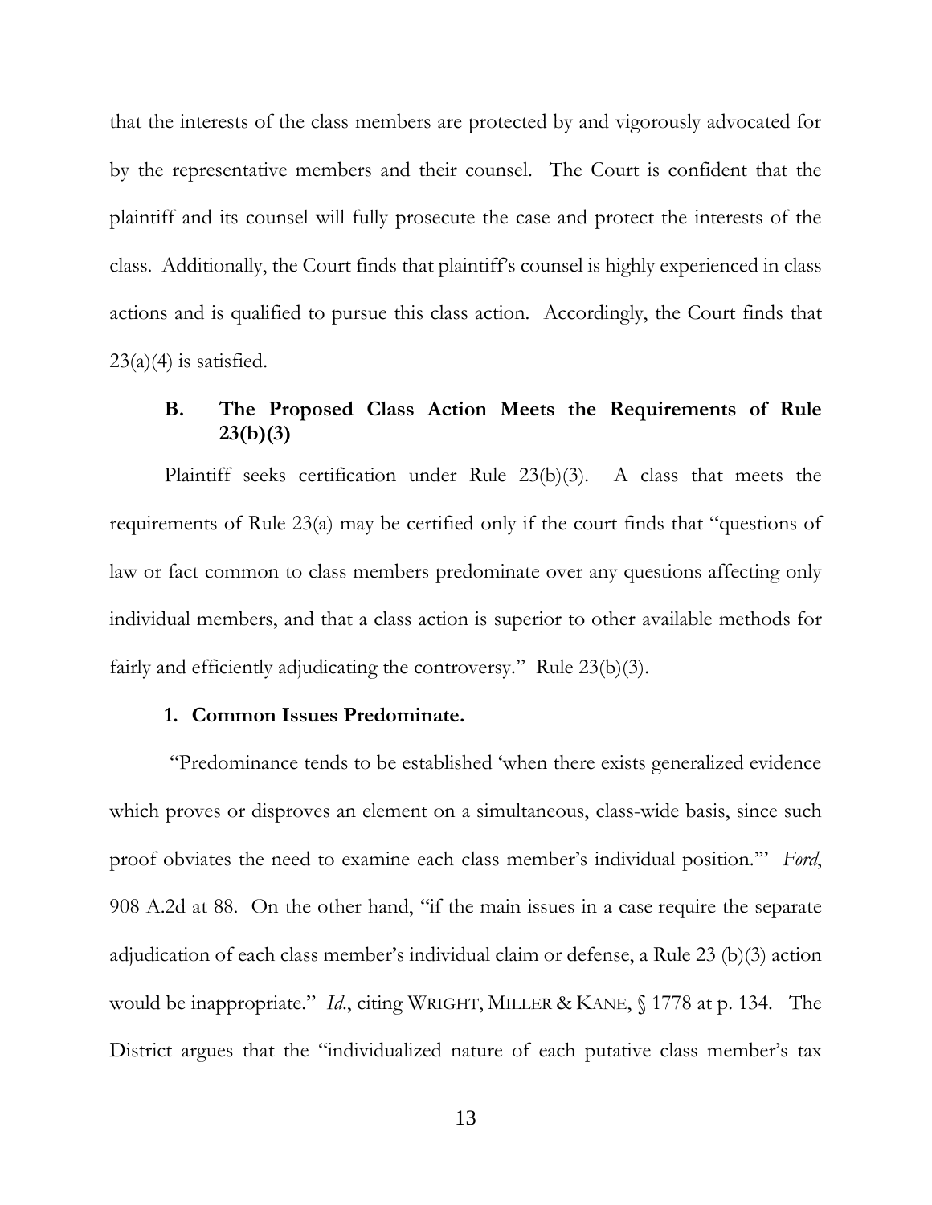that the interests of the class members are protected by and vigorously advocated for by the representative members and their counsel. The Court is confident that the plaintiff and its counsel will fully prosecute the case and protect the interests of the class. Additionally, the Court finds that plaintiff's counsel is highly experienced in class actions and is qualified to pursue this class action. Accordingly, the Court finds that 23(a)(4) is satisfied.

### B. The Proposed Class Action Meets the Requirements of Rule 23(b)(3)

Plaintiff seeks certification under Rule 23(b)(3). A class that meets the requirements of Rule 23(a) may be certified only if the court finds that "questions of law or fact common to class members predominate over any questions affecting only individual members, and that a class action is superior to other available methods for fairly and efficiently adjudicating the controversy." Rule 23(b)(3).

#### 1. Common Issues Predominate.

"Predominance tends to be established 'when there exists generalized evidence which proves or disproves an element on a simultaneous, class-wide basis, since such proof obviates the need to examine each class member's individual position.'" *Ford*, 908 A.2d at 88. On the other hand, "if the main issues in a case require the separate adjudication of each class member's individual claim or defense, a Rule 23 (b)(3) action would be inappropriate." *Id.*, citing WRIGHT, MILLER & KANE, § 1778 at p. 134. The District argues that the "individualized nature of each putative class member's tax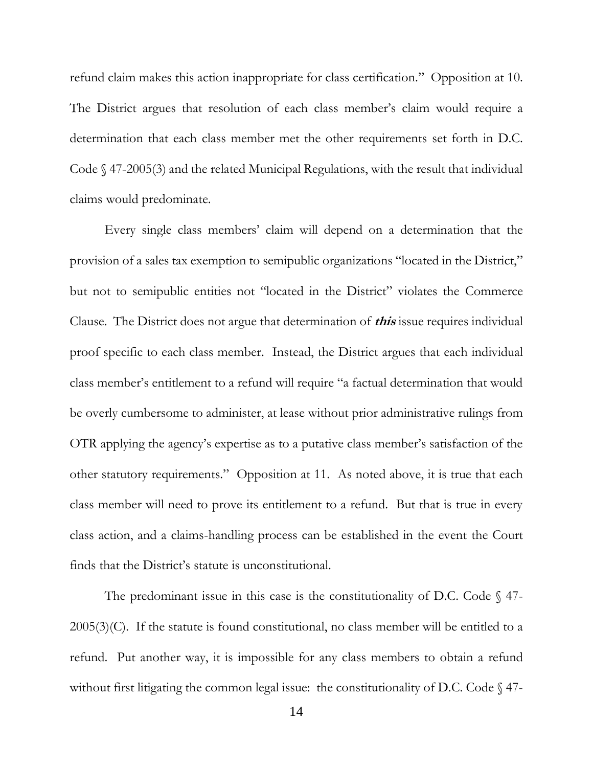refund claim makes this action inappropriate for class certification." Opposition at 10. The District argues that resolution of each class member's claim would require a determination that each class member met the other requirements set forth in D.C. Code § 47-2005(3) and the related Municipal Regulations, with the result that individual claims would predominate.

Every single class members' claim will depend on a determination that the provision of a sales tax exemption to semipublic organizations "located in the District," but not to semipublic entities not "located in the District" violates the Commerce Clause. The District does not argue that determination of ***this*** issue requires individual proof specific to each class member. Instead, the District argues that each individual class member's entitlement to a refund will require "a factual determination that would be overly cumbersome to administer, at lease without prior administrative rulings from OTR applying the agency's expertise as to a putative class member's satisfaction of the other statutory requirements." Opposition at 11. As noted above, it is true that each class member will need to prove its entitlement to a refund. But that is true in every class action, and a claims-handling process can be established in the event the Court finds that the District's statute is unconstitutional.

The predominant issue in this case is the constitutionality of D.C. Code § 47-2005(3)(C). If the statute is found constitutional, no class member will be entitled to a refund. Put another way, it is impossible for any class members to obtain a refund without first litigating the common legal issue: the constitutionality of D.C. Code § 47-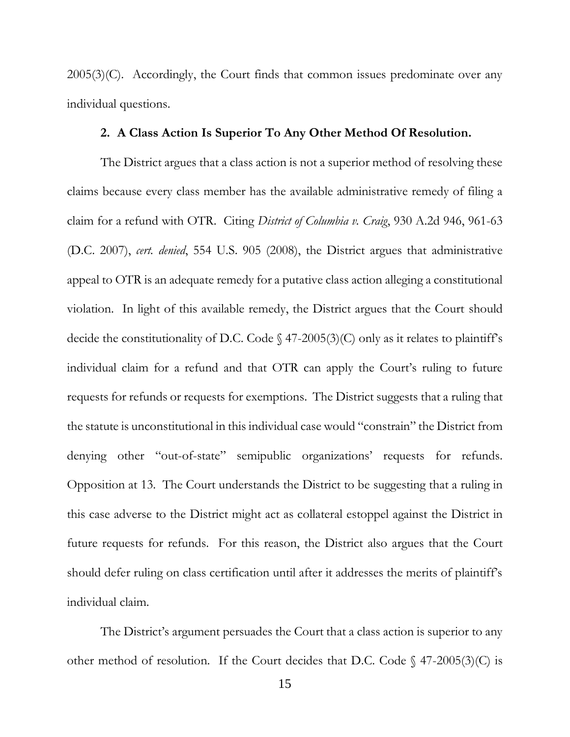2005(3)(C). Accordingly, the Court finds that common issues predominate over any individual questions.

### 2. A Class Action Is Superior To Any Other Method Of Resolution.

The District argues that a class action is not a superior method of resolving these claims because every class member has the available administrative remedy of filing a claim for a refund with OTR. Citing *District of Columbia v. Craig*, 930 A.2d 946, 961-63 (D.C. 2007), *cert. denied*, 554 U.S. 905 (2008), the District argues that administrative appeal to OTR is an adequate remedy for a putative class action alleging a constitutional violation. In light of this available remedy, the District argues that the Court should decide the constitutionality of D.C. Code § 47-2005(3)(C) only as it relates to plaintiff's individual claim for a refund and that OTR can apply the Court's ruling to future requests for refunds or requests for exemptions. The District suggests that a ruling that the statute is unconstitutional in this individual case would "constrain" the District from denying other "out-of-state" semipublic organizations' requests for refunds. Opposition at 13. The Court understands the District to be suggesting that a ruling in this case adverse to the District might act as collateral estoppel against the District in future requests for refunds. For this reason, the District also argues that the Court should defer ruling on class certification until after it addresses the merits of plaintiff's individual claim.

The District's argument persuades the Court that a class action is superior to any other method of resolution. If the Court decides that D.C. Code § 47-2005(3)(C) is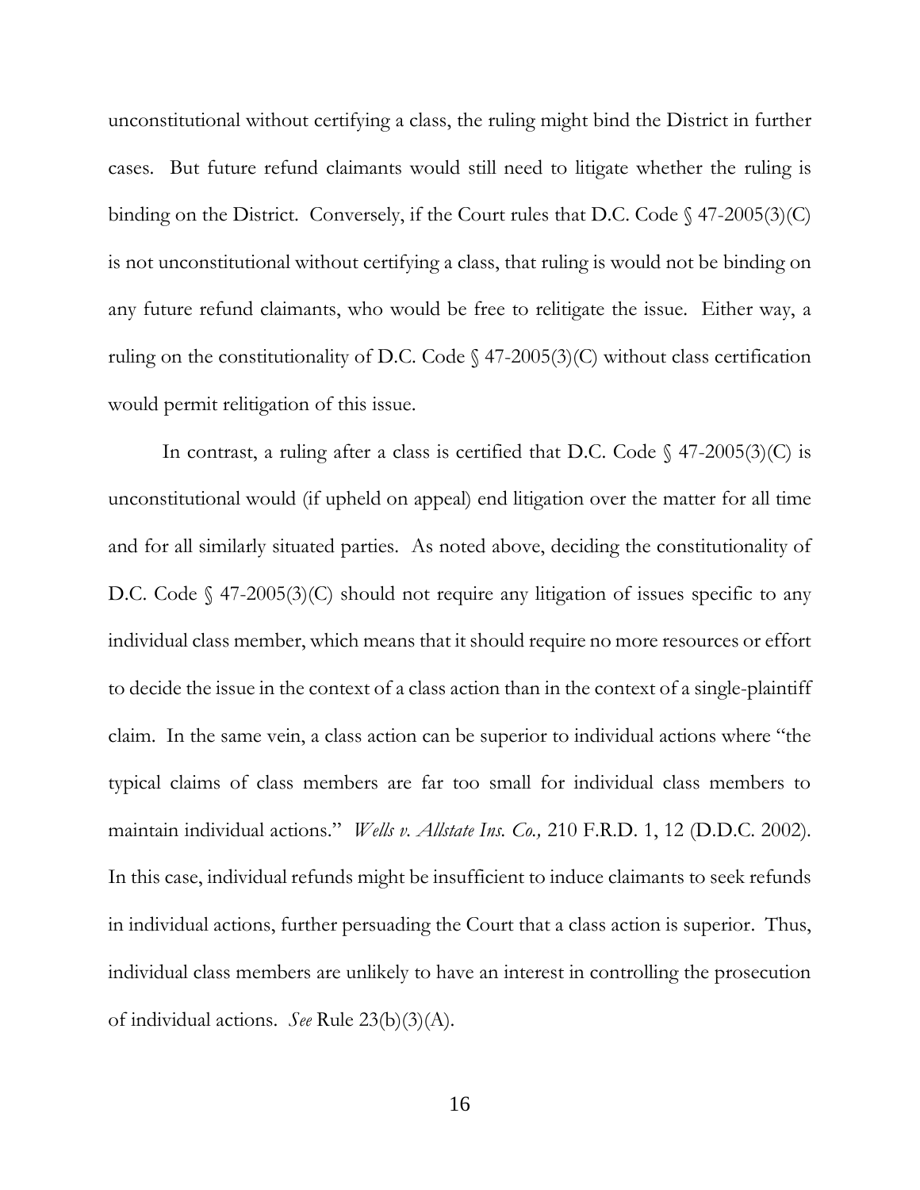unconstitutional without certifying a class, the ruling might bind the District in further cases. But future refund claimants would still need to litigate whether the ruling is binding on the District. Conversely, if the Court rules that D.C. Code § 47-2005(3)(C) is not unconstitutional without certifying a class, that ruling is would not be binding on any future refund claimants, who would be free to relitigate the issue. Either way, a ruling on the constitutionality of D.C. Code § 47-2005(3)(C) without class certification would permit relitigation of this issue.

In contrast, a ruling after a class is certified that D.C. Code § 47-2005(3)(C) is unconstitutional would (if upheld on appeal) end litigation over the matter for all time and for all similarly situated parties. As noted above, deciding the constitutionality of D.C. Code § 47-2005(3)(C) should not require any litigation of issues specific to any individual class member, which means that it should require no more resources or effort to decide the issue in the context of a class action than in the context of a single-plaintiff claim. In the same vein, a class action can be superior to individual actions where "the typical claims of class members are far too small for individual class members to maintain individual actions." *Wells v. Allstate Ins. Co.,* 210 F.R.D. 1, 12 (D.D.C. 2002). In this case, individual refunds might be insufficient to induce claimants to seek refunds in individual actions, further persuading the Court that a class action is superior. Thus, individual class members are unlikely to have an interest in controlling the prosecution of individual actions. *See* Rule 23(b)(3)(A).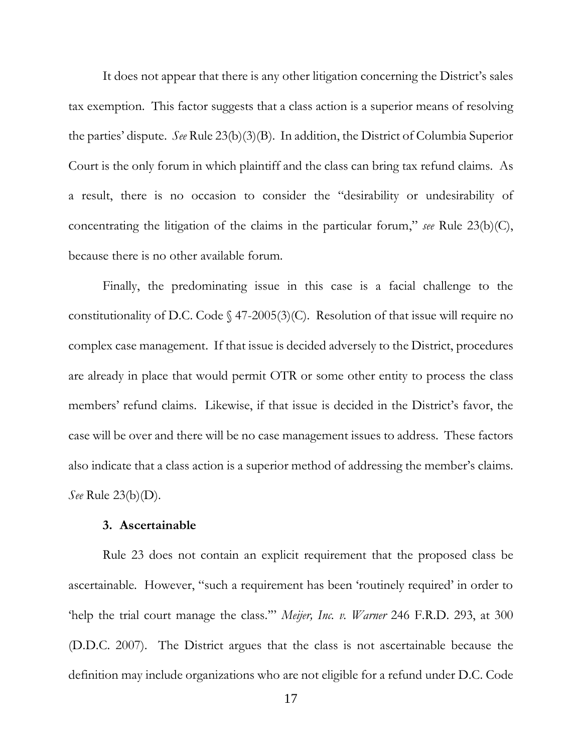It does not appear that there is any other litigation concerning the District's sales tax exemption. This factor suggests that a class action is a superior means of resolving the parties' dispute. *See* Rule 23(b)(3)(B). In addition, the District of Columbia Superior Court is the only forum in which plaintiff and the class can bring tax refund claims. As a result, there is no occasion to consider the "desirability or undesirability of concentrating the litigation of the claims in the particular forum," *see* Rule 23(b)(C), because there is no other available forum.

Finally, the predominating issue in this case is a facial challenge to the constitutionality of D.C. Code § 47-2005(3)(C). Resolution of that issue will require no complex case management. If that issue is decided adversely to the District, procedures are already in place that would permit OTR or some other entity to process the class members' refund claims. Likewise, if that issue is decided in the District's favor, the case will be over and there will be no case management issues to address. These factors also indicate that a class action is a superior method of addressing the member's claims. *See* Rule 23(b)(D).

**3. Ascertainable**

Rule 23 does not contain an explicit requirement that the proposed class be ascertainable. However, "such a requirement has been 'routinely required' in order to 'help the trial court manage the class.'" *Meijer, Inc. v. Warner* 246 F.R.D. 293, at 300 (D.D.C. 2007). The District argues that the class is not ascertainable because the definition may include organizations who are not eligible for a refund under D.C. Code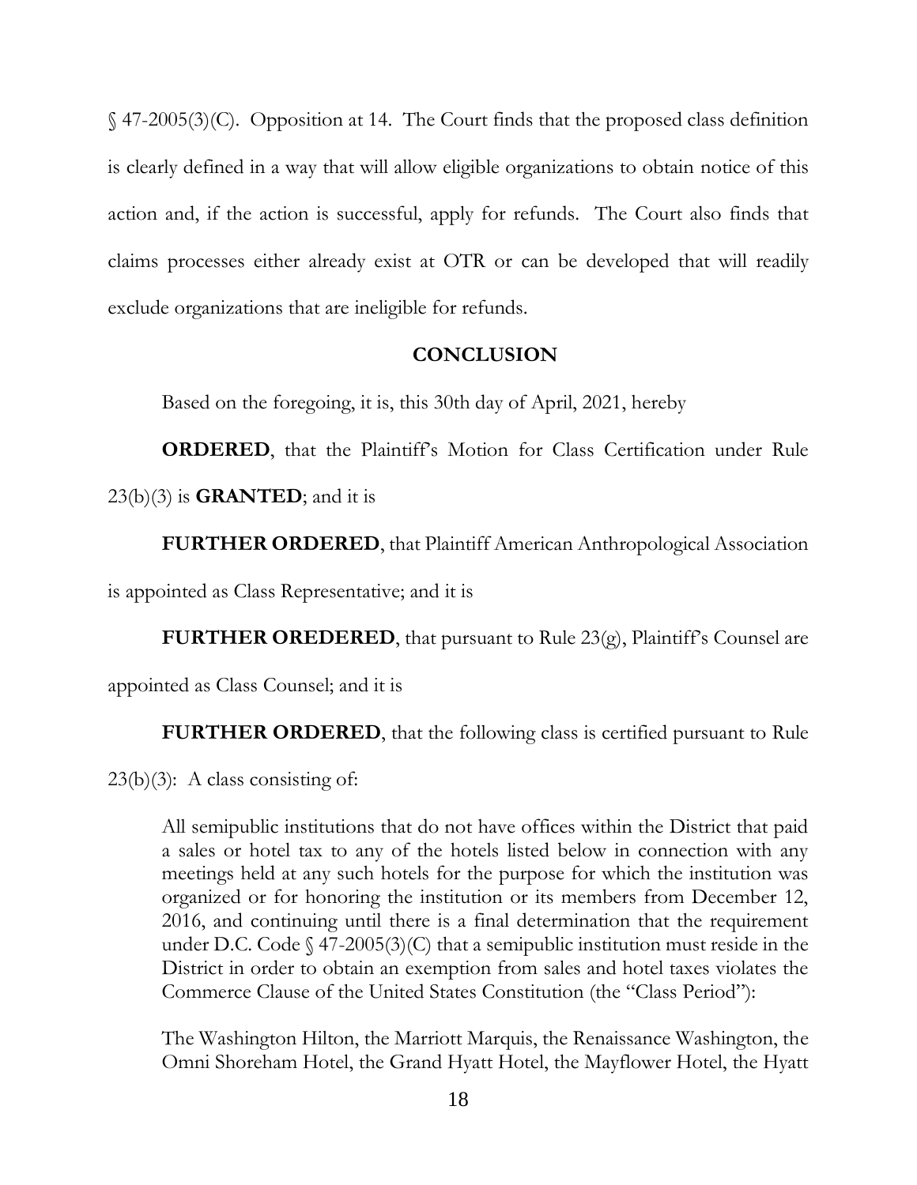§ 47-2005(3)(C). Opposition at 14. The Court finds that the proposed class definition is clearly defined in a way that will allow eligible organizations to obtain notice of this action and, if the action is successful, apply for refunds. The Court also finds that claims processes either already exist at OTR or can be developed that will readily exclude organizations that are ineligible for refunds.

## CONCLUSION

Based on the foregoing, it is, this 30th day of April, 2021, hereby

**ORDERED**, that the Plaintiff's Motion for Class Certification under Rule 23(b)(3) is **GRANTED**; and it is

**FURTHER ORDERED**, that Plaintiff American Anthropological Association is appointed as Class Representative; and it is

**FURTHER OREDERED**, that pursuant to Rule 23(g), Plaintiff's Counsel are appointed as Class Counsel; and it is

**FURTHER ORDERED**, that the following class is certified pursuant to Rule 23(b)(3): A class consisting of:

> All semipublic institutions that do not have offices within the District that paid a sales or hotel tax to any of the hotels listed below in connection with any meetings held at any such hotels for the purpose for which the institution was organized or for honoring the institution or its members from December 12, 2016, and continuing until there is a final determination that the requirement under D.C. Code § 47-2005(3)(C) that a semipublic institution must reside in the District in order to obtain an exemption from sales and hotel taxes violates the Commerce Clause of the United States Constitution (the "Class Period"):
>
> The Washington Hilton, the Marriott Marquis, the Renaissance Washington, the Omni Shoreham Hotel, the Grand Hyatt Hotel, the Mayflower Hotel, the Hyatt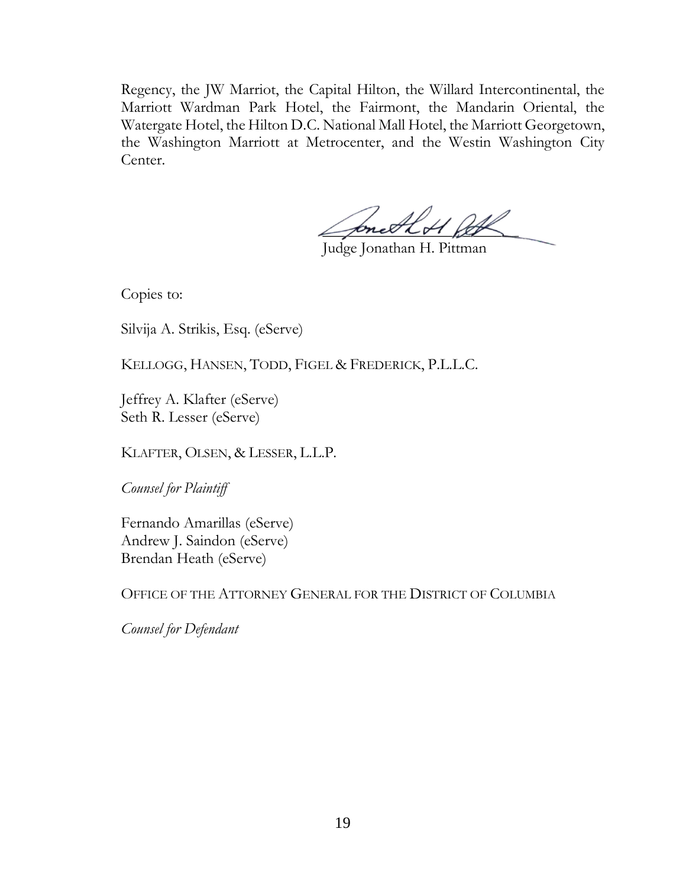Regency, the JW Marriot, the Capital Hilton, the Willard Intercontinental, the Marriott Wardman Park Hotel, the Fairmont, the Mandarin Oriental, the Watergate Hotel, the Hilton D.C. National Mall Hotel, the Marriott Georgetown, the Washington Marriott at Metrocenter, and the Westin Washington City Center.

Judge Jonathan H. Pittman

Copies to:

Silvija A. Strikis, Esq. (eServe)

KELLOGG, HANSEN, TODD, FIGEL & FREDERICK, P.L.L.C.

Jeffrey A. Klafter (eServe)
Seth R. Lesser (eServe)

KLAFTER, OLSEN, & LESSER, L.L.P.

*Counsel for Plaintiff*

Fernando Amarillas (eServe)
Andrew J. Saindon (eServe)
Brendan Heath (eServe)

OFFICE OF THE ATTORNEY GENERAL FOR THE DISTRICT OF COLUMBIA

*Counsel for Defendant*